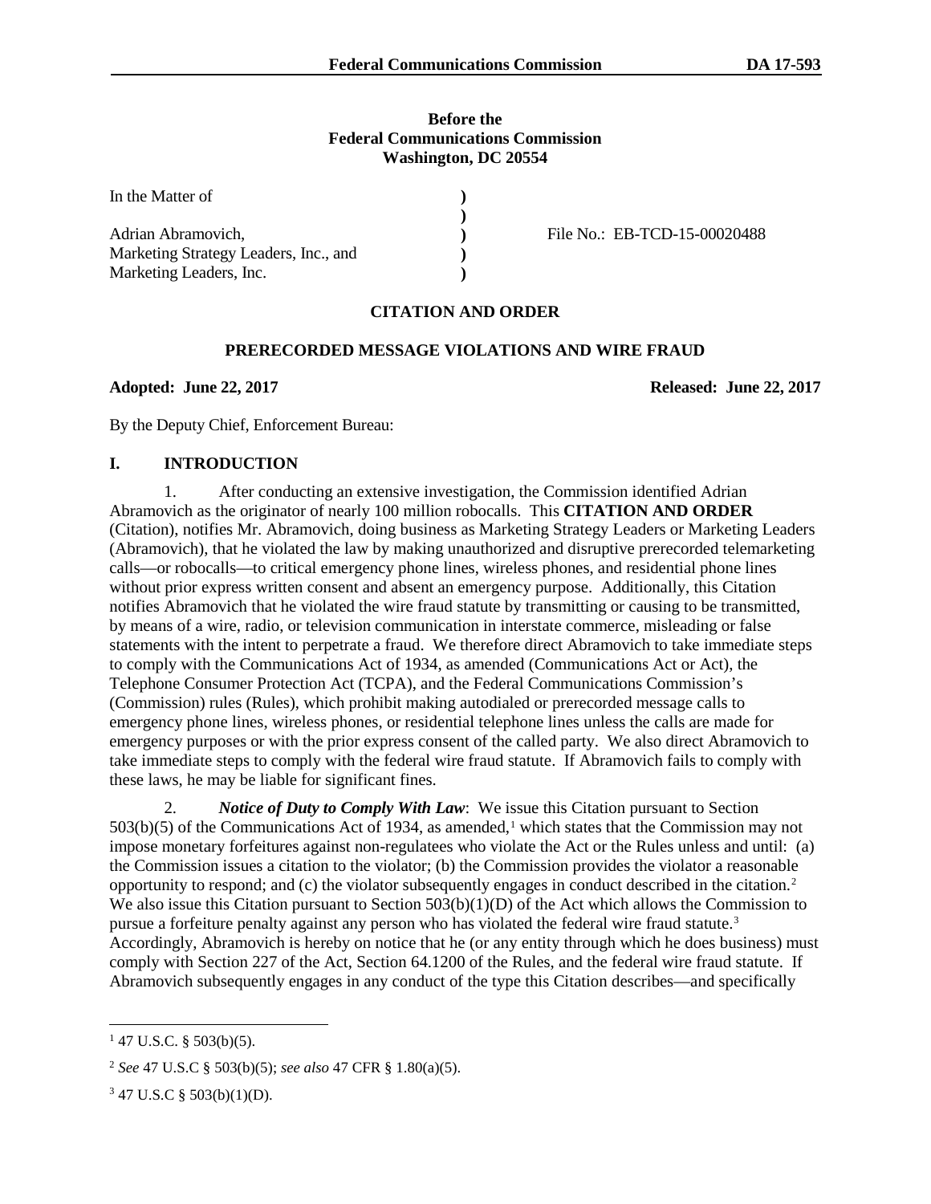**Before the**
**Federal Communications Commission**
**Washington, DC 20554**

| | | |
|---|---|---|
| In the Matter of | ) | |
| | ) | |
| Adrian Abramovich, | ) | File No.: EB-TCD-15-00020488 |
| Marketing Strategy Leaders, Inc., and | ) | |
| Marketing Leaders, Inc. | ) | |

**CITATION AND ORDER**

**PRERECORDED MESSAGE VIOLATIONS AND WIRE FRAUD**

**Adopted: June 22, 2017** **Released: June 22, 2017**

By the Deputy Chief, Enforcement Bureau:

## I. INTRODUCTION

1. After conducting an extensive investigation, the Commission identified Adrian Abramovich as the originator of nearly 100 million robocalls. This **CITATION AND ORDER** (Citation), notifies Mr. Abramovich, doing business as Marketing Strategy Leaders or Marketing Leaders (Abramovich), that he violated the law by making unauthorized and disruptive prerecorded telemarketing calls—or robocalls—to critical emergency phone lines, wireless phones, and residential phone lines without prior express written consent and absent an emergency purpose. Additionally, this Citation notifies Abramovich that he violated the wire fraud statute by transmitting or causing to be transmitted, by means of a wire, radio, or television communication in interstate commerce, misleading or false statements with the intent to perpetrate a fraud. We therefore direct Abramovich to take immediate steps to comply with the Communications Act of 1934, as amended (Communications Act or Act), the Telephone Consumer Protection Act (TCPA), and the Federal Communications Commission's (Commission) rules (Rules), which prohibit making autodialed or prerecorded message calls to emergency phone lines, wireless phones, or residential telephone lines unless the calls are made for emergency purposes or with the prior express consent of the called party. We also direct Abramovich to take immediate steps to comply with the federal wire fraud statute. If Abramovich fails to comply with these laws, he may be liable for significant fines.

2. ***Notice of Duty to Comply With Law***: We issue this Citation pursuant to Section 503(b)(5) of the Communications Act of 1934, as amended,[1] which states that the Commission may not impose monetary forfeitures against non-regulatees who violate the Act or the Rules unless and until: (a) the Commission issues a citation to the violator; (b) the Commission provides the violator a reasonable opportunity to respond; and (c) the violator subsequently engages in conduct described in the citation.[2] We also issue this Citation pursuant to Section 503(b)(1)(D) of the Act which allows the Commission to pursue a forfeiture penalty against any person who has violated the federal wire fraud statute.[3] Accordingly, Abramovich is hereby on notice that he (or any entity through which he does business) must comply with Section 227 of the Act, Section 64.1200 of the Rules, and the federal wire fraud statute. If Abramovich subsequently engages in any conduct of the type this Citation describes—and specifically

---

[1] 47 U.S.C. § 503(b)(5).

[2] *See* 47 U.S.C § 503(b)(5); *see also* 47 CFR § 1.80(a)(5).

[3] 47 U.S.C § 503(b)(1)(D).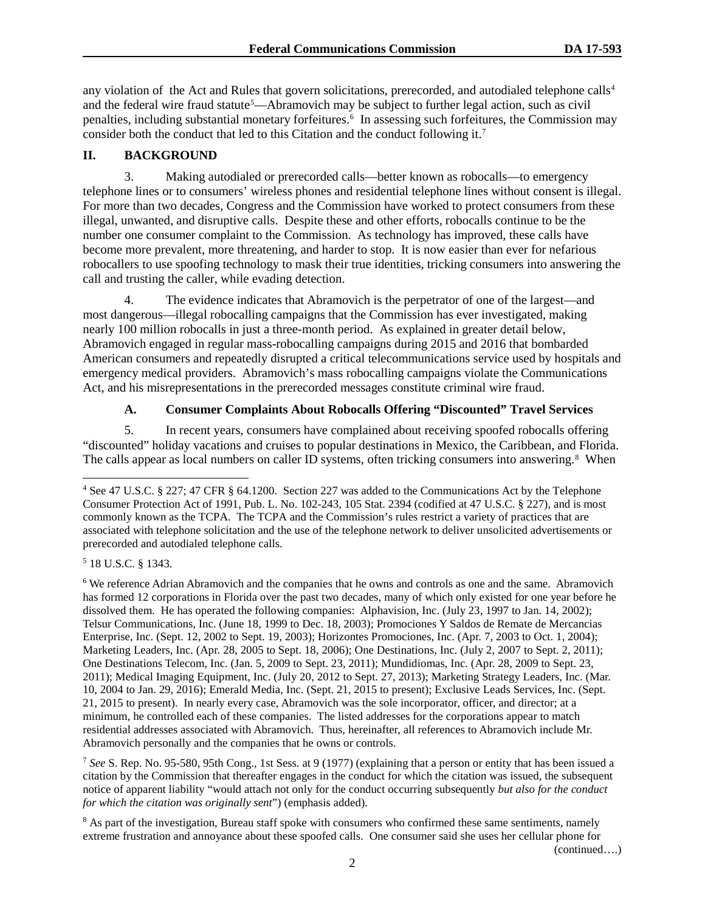any violation of the Act and Rules that govern solicitations, prerecorded, and autodialed telephone calls[4] and the federal wire fraud statute[5]—Abramovich may be subject to further legal action, such as civil penalties, including substantial monetary forfeitures.[6] In assessing such forfeitures, the Commission may consider both the conduct that led to this Citation and the conduct following it.[7]

## II. BACKGROUND

3. Making autodialed or prerecorded calls—better known as robocalls—to emergency telephone lines or to consumers' wireless phones and residential telephone lines without consent is illegal. For more than two decades, Congress and the Commission have worked to protect consumers from these illegal, unwanted, and disruptive calls. Despite these and other efforts, robocalls continue to be the number one consumer complaint to the Commission. As technology has improved, these calls have become more prevalent, more threatening, and harder to stop. It is now easier than ever for nefarious robocallers to use spoofing technology to mask their true identities, tricking consumers into answering the call and trusting the caller, while evading detection.

4. The evidence indicates that Abramovich is the perpetrator of one of the largest—and most dangerous—illegal robocalling campaigns that the Commission has ever investigated, making nearly 100 million robocalls in just a three-month period. As explained in greater detail below, Abramovich engaged in regular mass-robocalling campaigns during 2015 and 2016 that bombarded American consumers and repeatedly disrupted a critical telecommunications service used by hospitals and emergency medical providers. Abramovich's mass robocalling campaigns violate the Communications Act, and his misrepresentations in the prerecorded messages constitute criminal wire fraud.

### A. Consumer Complaints About Robocalls Offering "Discounted" Travel Services

5. In recent years, consumers have complained about receiving spoofed robocalls offering "discounted" holiday vacations and cruises to popular destinations in Mexico, the Caribbean, and Florida. The calls appear as local numbers on caller ID systems, often tricking consumers into answering.[8] When

---

[4] See 47 U.S.C. § 227; 47 CFR § 64.1200. Section 227 was added to the Communications Act by the Telephone Consumer Protection Act of 1991, Pub. L. No. 102-243, 105 Stat. 2394 (codified at 47 U.S.C. § 227), and is most commonly known as the TCPA. The TCPA and the Commission's rules restrict a variety of practices that are associated with telephone solicitation and the use of the telephone network to deliver unsolicited advertisements or prerecorded and autodialed telephone calls.

[5] 18 U.S.C. § 1343.

[6] We reference Adrian Abramovich and the companies that he owns and controls as one and the same. Abramovich has formed 12 corporations in Florida over the past two decades, many of which only existed for one year before he dissolved them. He has operated the following companies: Alphavision, Inc. (July 23, 1997 to Jan. 14, 2002); Telsur Communications, Inc. (June 18, 1999 to Dec. 18, 2003); Promociones Y Saldos de Remate de Mercancias Enterprise, Inc. (Sept. 12, 2002 to Sept. 19, 2003); Horizontes Promociones, Inc. (Apr. 7, 2003 to Oct. 1, 2004); Marketing Leaders, Inc. (Apr. 28, 2005 to Sept. 18, 2006); One Destinations, Inc. (July 2, 2007 to Sept. 2, 2011); One Destinations Telecom, Inc. (Jan. 5, 2009 to Sept. 23, 2011); Mundidiomas, Inc. (Apr. 28, 2009 to Sept. 23, 2011); Medical Imaging Equipment, Inc. (July 20, 2012 to Sept. 27, 2013); Marketing Strategy Leaders, Inc. (Mar. 10, 2004 to Jan. 29, 2016); Emerald Media, Inc. (Sept. 21, 2015 to present); Exclusive Leads Services, Inc. (Sept. 21, 2015 to present). In nearly every case, Abramovich was the sole incorporator, officer, and director; at a minimum, he controlled each of these companies. The listed addresses for the corporations appear to match residential addresses associated with Abramovich. Thus, hereinafter, all references to Abramovich include Mr. Abramovich personally and the companies that he owns or controls.

[7] *See* S. Rep. No. 95-580, 95th Cong., 1st Sess. at 9 (1977) (explaining that a person or entity that has been issued a citation by the Commission that thereafter engages in the conduct for which the citation was issued, the subsequent notice of apparent liability "would attach not only for the conduct occurring subsequently *but also for the conduct for which the citation was originally sent*") (emphasis added).

[8] As part of the investigation, Bureau staff spoke with consumers who confirmed these same sentiments, namely extreme frustration and annoyance about these spoofed calls. One consumer said she uses her cellular phone for

(continued….)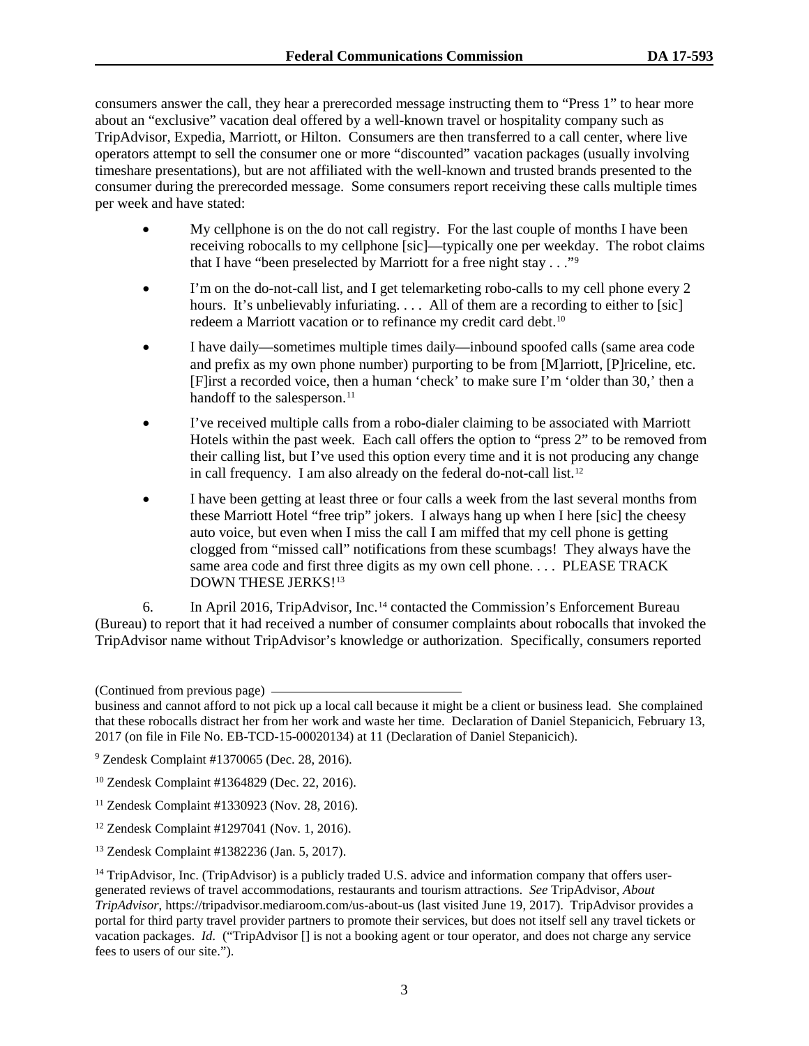consumers answer the call, they hear a prerecorded message instructing them to "Press 1" to hear more about an "exclusive" vacation deal offered by a well-known travel or hospitality company such as TripAdvisor, Expedia, Marriott, or Hilton. Consumers are then transferred to a call center, where live operators attempt to sell the consumer one or more "discounted" vacation packages (usually involving timeshare presentations), but are not affiliated with the well-known and trusted brands presented to the consumer during the prerecorded message. Some consumers report receiving these calls multiple times per week and have stated:

- My cellphone is on the do not call registry. For the last couple of months I have been receiving robocalls to my cellphone [sic]—typically one per weekday. The robot claims that I have "been preselected by Marriott for a free night stay . . ."[9]
- I'm on the do-not-call list, and I get telemarketing robo-calls to my cell phone every 2 hours. It's unbelievably infuriating. . . . All of them are a recording to either to [sic] redeem a Marriott vacation or to refinance my credit card debt.[10]
- I have daily—sometimes multiple times daily—inbound spoofed calls (same area code and prefix as my own phone number) purporting to be from [M]arriott, [P]riceline, etc. [F]irst a recorded voice, then a human 'check' to make sure I'm 'older than 30,' then a handoff to the salesperson.[11]
- I've received multiple calls from a robo-dialer claiming to be associated with Marriott Hotels within the past week. Each call offers the option to "press 2" to be removed from their calling list, but I've used this option every time and it is not producing any change in call frequency. I am also already on the federal do-not-call list.[12]
- I have been getting at least three or four calls a week from the last several months from these Marriott Hotel "free trip" jokers. I always hang up when I here [sic] the cheesy auto voice, but even when I miss the call I am miffed that my cell phone is getting clogged from "missed call" notifications from these scumbags! They always have the same area code and first three digits as my own cell phone. . . . PLEASE TRACK DOWN THESE JERKS![13]

6. In April 2016, TripAdvisor, Inc.[14] contacted the Commission's Enforcement Bureau (Bureau) to report that it had received a number of consumer complaints about robocalls that invoked the TripAdvisor name without TripAdvisor's knowledge or authorization. Specifically, consumers reported

(Continued from previous page)

business and cannot afford to not pick up a local call because it might be a client or business lead. She complained that these robocalls distract her from her work and waste her time. Declaration of Daniel Stepanicich, February 13, 2017 (on file in File No. EB-TCD-15-00020134) at 11 (Declaration of Daniel Stepanicich).

[9] Zendesk Complaint #1370065 (Dec. 28, 2016).

[10] Zendesk Complaint #1364829 (Dec. 22, 2016).

[11] Zendesk Complaint #1330923 (Nov. 28, 2016).

[12] Zendesk Complaint #1297041 (Nov. 1, 2016).

[13] Zendesk Complaint #1382236 (Jan. 5, 2017).

[14] TripAdvisor, Inc. (TripAdvisor) is a publicly traded U.S. advice and information company that offers user-generated reviews of travel accommodations, restaurants and tourism attractions. *See* TripAdvisor, *About TripAdvisor*, https://tripadvisor.mediaroom.com/us-about-us (last visited June 19, 2017). TripAdvisor provides a portal for third party travel provider partners to promote their services, but does not itself sell any travel tickets or vacation packages. *Id.* ("TripAdvisor [] is not a booking agent or tour operator, and does not charge any service fees to users of our site.").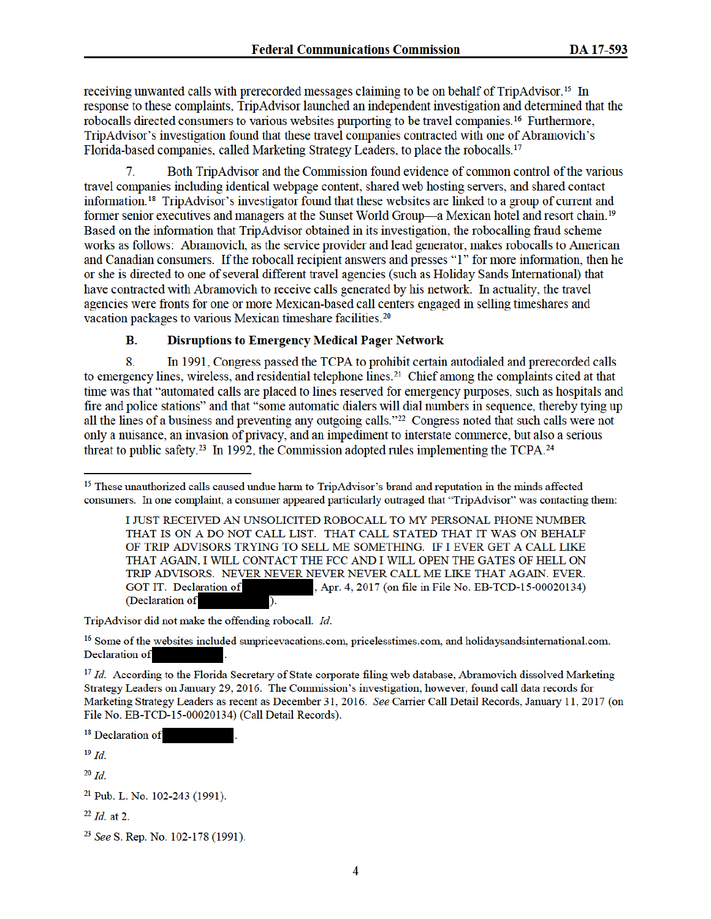receiving unwanted calls with prerecorded messages claiming to be on behalf of TripAdvisor.[15] In response to these complaints, TripAdvisor launched an independent investigation and determined that the robocalls directed consumers to various websites purporting to be travel companies.[16] Furthermore, TripAdvisor's investigation found that these travel companies contracted with one of Abramovich's Florida-based companies, called Marketing Strategy Leaders, to place the robocalls.[17]

7. Both TripAdvisor and the Commission found evidence of common control of the various travel companies including identical webpage content, shared web hosting servers, and shared contact information.[18] TripAdvisor's investigator found that these websites are linked to a group of current and former senior executives and managers at the Sunset World Group—a Mexican hotel and resort chain.[19] Based on the information that TripAdvisor obtained in its investigation, the robocalling fraud scheme works as follows: Abramovich, as the service provider and lead generator, makes robocalls to American and Canadian consumers. If the robocall recipient answers and presses "1" for more information, then he or she is directed to one of several different travel agencies (such as Holiday Sands International) that have contracted with Abramovich to receive calls generated by his network. In actuality, the travel agencies were fronts for one or more Mexican-based call centers engaged in selling timeshares and vacation packages to various Mexican timeshare facilities.[20]

### B. Disruptions to Emergency Medical Pager Network

8. In 1991, Congress passed the TCPA to prohibit certain autodialed and prerecorded calls to emergency lines, wireless, and residential telephone lines.[21] Chief among the complaints cited at that time was that "automated calls are placed to lines reserved for emergency purposes, such as hospitals and fire and police stations" and that "some automatic dialers will dial numbers in sequence, thereby tying up all the lines of a business and preventing any outgoing calls."[22] Congress noted that such calls were not only a nuisance, an invasion of privacy, and an impediment to interstate commerce, but also a serious threat to public safety.[23] In 1992, the Commission adopted rules implementing the TCPA.[24]

---

[15] These unauthorized calls caused undue harm to TripAdvisor's brand and reputation in the minds affected consumers. In one complaint, a consumer appeared particularly outraged that "TripAdvisor" was contacting them:

> I JUST RECEIVED AN UNSOLICITED ROBOCALL TO MY PERSONAL PHONE NUMBER THAT IS ON A DO NOT CALL LIST. THAT CALL STATED THAT IT WAS ON BEHALF OF TRIP ADVISORS TRYING TO SELL ME SOMETHING. IF I EVER GET A CALL LIKE THAT AGAIN, I WILL CONTACT THE FCC AND I WILL OPEN THE GATES OF HELL ON TRIP ADVISORS. NEVER NEVER NEVER NEVER CALL ME LIKE THAT AGAIN. EVER. GOT IT. Declaration of [REDACTED], Apr. 4, 2017 (on file in File No. EB-TCD-15-00020134) (Declaration of [REDACTED]).

TripAdvisor did not make the offending robocall. *Id.*

[16] Some of the websites included sunpricevacations.com, pricelesstimes.com, and holidaysandsinternational.com. Declaration of [REDACTED].

[17] *Id.* According to the Florida Secretary of State corporate filing web database, Abramovich dissolved Marketing Strategy Leaders on January 29, 2016. The Commission's investigation, however, found call data records for Marketing Strategy Leaders as recent as December 31, 2016. *See* Carrier Call Detail Records, January 11, 2017 (on File No. EB-TCD-15-00020134) (Call Detail Records).

[18] Declaration of [REDACTED].

[19] *Id.*

[20] *Id.*

[21] Pub. L. No. 102-243 (1991).

[22] *Id.* at 2.

[23] *See* S. Rep. No. 102-178 (1991).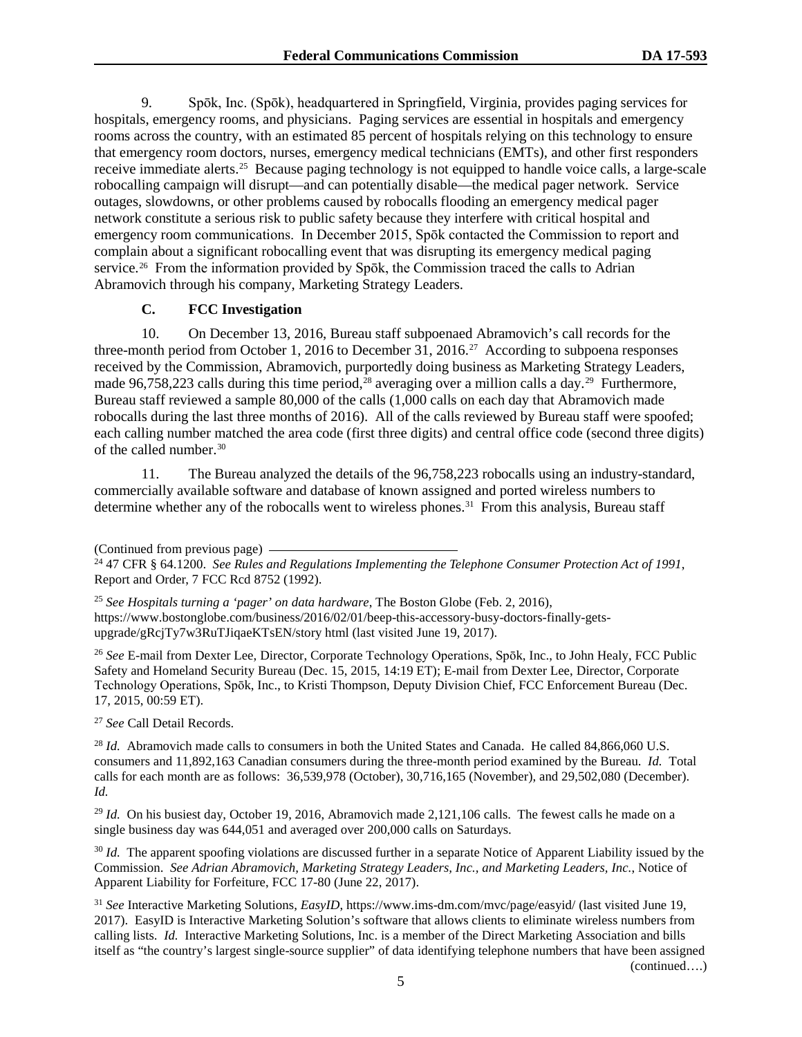9. Spōk, Inc. (Spōk), headquartered in Springfield, Virginia, provides paging services for hospitals, emergency rooms, and physicians. Paging services are essential in hospitals and emergency rooms across the country, with an estimated 85 percent of hospitals relying on this technology to ensure that emergency room doctors, nurses, emergency medical technicians (EMTs), and other first responders receive immediate alerts.[25] Because paging technology is not equipped to handle voice calls, a large-scale robocalling campaign will disrupt—and can potentially disable—the medical pager network. Service outages, slowdowns, or other problems caused by robocalls flooding an emergency medical pager network constitute a serious risk to public safety because they interfere with critical hospital and emergency room communications. In December 2015, Spōk contacted the Commission to report and complain about a significant robocalling event that was disrupting its emergency medical paging service.[26] From the information provided by Spōk, the Commission traced the calls to Adrian Abramovich through his company, Marketing Strategy Leaders.

### C. FCC Investigation

10. On December 13, 2016, Bureau staff subpoenaed Abramovich's call records for the three-month period from October 1, 2016 to December 31, 2016.[27] According to subpoena responses received by the Commission, Abramovich, purportedly doing business as Marketing Strategy Leaders, made 96,758,223 calls during this time period,[28] averaging over a million calls a day.[29] Furthermore, Bureau staff reviewed a sample 80,000 of the calls (1,000 calls on each day that Abramovich made robocalls during the last three months of 2016). All of the calls reviewed by Bureau staff were spoofed; each calling number matched the area code (first three digits) and central office code (second three digits) of the called number.[30]

11. The Bureau analyzed the details of the 96,758,223 robocalls using an industry-standard, commercially available software and database of known assigned and ported wireless numbers to determine whether any of the robocalls went to wireless phones.[31] From this analysis, Bureau staff

(Continued from previous page)

[24] 47 CFR § 64.1200. *See Rules and Regulations Implementing the Telephone Consumer Protection Act of 1991*, Report and Order, 7 FCC Rcd 8752 (1992).

[25] *See Hospitals turning a 'pager' on data hardware*, The Boston Globe (Feb. 2, 2016), https://www.bostonglobe.com/business/2016/02/01/beep-this-accessory-busy-doctors-finally-gets-upgrade/gRcjTy7w3RuTJiqaeKTsEN/story html (last visited June 19, 2017).

[26] *See* E-mail from Dexter Lee, Director, Corporate Technology Operations, Spōk, Inc., to John Healy, FCC Public Safety and Homeland Security Bureau (Dec. 15, 2015, 14:19 ET); E-mail from Dexter Lee, Director, Corporate Technology Operations, Spōk, Inc., to Kristi Thompson, Deputy Division Chief, FCC Enforcement Bureau (Dec. 17, 2015, 00:59 ET).

[27] *See* Call Detail Records.

[28] *Id.* Abramovich made calls to consumers in both the United States and Canada. He called 84,866,060 U.S. consumers and 11,892,163 Canadian consumers during the three-month period examined by the Bureau. *Id.* Total calls for each month are as follows: 36,539,978 (October), 30,716,165 (November), and 29,502,080 (December). *Id.*

[29] *Id.* On his busiest day, October 19, 2016, Abramovich made 2,121,106 calls. The fewest calls he made on a single business day was 644,051 and averaged over 200,000 calls on Saturdays.

[30] *Id.* The apparent spoofing violations are discussed further in a separate Notice of Apparent Liability issued by the Commission. *See Adrian Abramovich, Marketing Strategy Leaders, Inc., and Marketing Leaders, Inc.*, Notice of Apparent Liability for Forfeiture, FCC 17-80 (June 22, 2017).

[31] *See* Interactive Marketing Solutions, *EasyID*, https://www.ims-dm.com/mvc/page/easyid/ (last visited June 19, 2017). EasyID is Interactive Marketing Solution's software that allows clients to eliminate wireless numbers from calling lists. *Id.* Interactive Marketing Solutions, Inc. is a member of the Direct Marketing Association and bills itself as "the country's largest single-source supplier" of data identifying telephone numbers that have been assigned

(continued….)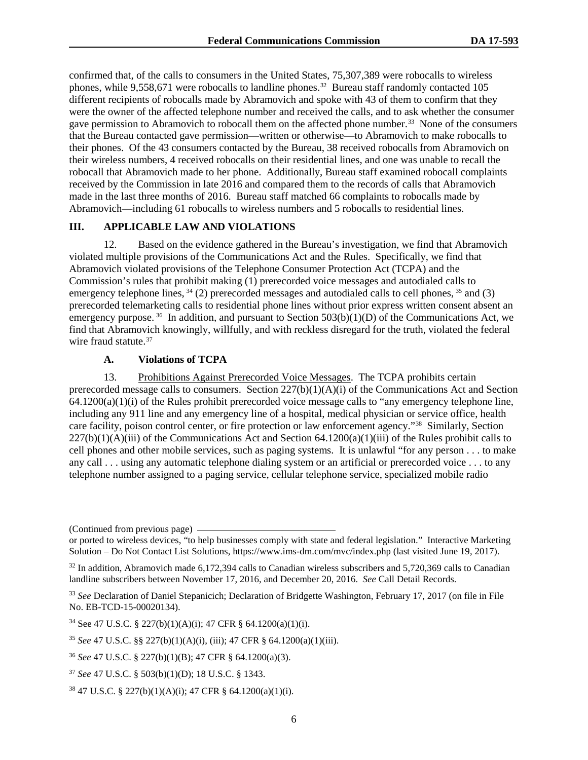confirmed that, of the calls to consumers in the United States, 75,307,389 were robocalls to wireless phones, while 9,558,671 were robocalls to landline phones.[32] Bureau staff randomly contacted 105 different recipients of robocalls made by Abramovich and spoke with 43 of them to confirm that they were the owner of the affected telephone number and received the calls, and to ask whether the consumer gave permission to Abramovich to robocall them on the affected phone number.[33] None of the consumers that the Bureau contacted gave permission—written or otherwise—to Abramovich to make robocalls to their phones. Of the 43 consumers contacted by the Bureau, 38 received robocalls from Abramovich on their wireless numbers, 4 received robocalls on their residential lines, and one was unable to recall the robocall that Abramovich made to her phone. Additionally, Bureau staff examined robocall complaints received by the Commission in late 2016 and compared them to the records of calls that Abramovich made in the last three months of 2016. Bureau staff matched 66 complaints to robocalls made by Abramovich—including 61 robocalls to wireless numbers and 5 robocalls to residential lines.

## III. APPLICABLE LAW AND VIOLATIONS

12. Based on the evidence gathered in the Bureau's investigation, we find that Abramovich violated multiple provisions of the Communications Act and the Rules. Specifically, we find that Abramovich violated provisions of the Telephone Consumer Protection Act (TCPA) and the Commission's rules that prohibit making (1) prerecorded voice messages and autodialed calls to emergency telephone lines, [34] (2) prerecorded messages and autodialed calls to cell phones, [35] and (3) prerecorded telemarketing calls to residential phone lines without prior express written consent absent an emergency purpose. [36] In addition, and pursuant to Section 503(b)(1)(D) of the Communications Act, we find that Abramovich knowingly, willfully, and with reckless disregard for the truth, violated the federal wire fraud statute.[37]

### A. Violations of TCPA

13. Prohibitions Against Prerecorded Voice Messages. The TCPA prohibits certain prerecorded message calls to consumers. Section 227(b)(1)(A)(i) of the Communications Act and Section 64.1200(a)(1)(i) of the Rules prohibit prerecorded voice message calls to "any emergency telephone line, including any 911 line and any emergency line of a hospital, medical physician or service office, health care facility, poison control center, or fire protection or law enforcement agency."[38] Similarly, Section 227(b)(1)(A)(iii) of the Communications Act and Section 64.1200(a)(1)(iii) of the Rules prohibit calls to cell phones and other mobile services, such as paging systems. It is unlawful "for any person . . . to make any call . . . using any automatic telephone dialing system or an artificial or prerecorded voice . . . to any telephone number assigned to a paging service, cellular telephone service, specialized mobile radio

---

(Continued from previous page)
or ported to wireless devices, "to help businesses comply with state and federal legislation." Interactive Marketing Solution – Do Not Contact List Solutions, https://www.ims-dm.com/mvc/index.php (last visited June 19, 2017).

[32] In addition, Abramovich made 6,172,394 calls to Canadian wireless subscribers and 5,720,369 calls to Canadian landline subscribers between November 17, 2016, and December 20, 2016. *See* Call Detail Records.

[33] *See* Declaration of Daniel Stepanicich; Declaration of Bridgette Washington, February 17, 2017 (on file in File No. EB-TCD-15-00020134).

[34] See 47 U.S.C. § 227(b)(1)(A)(i); 47 CFR § 64.1200(a)(1)(i).

[35] *See* 47 U.S.C. §§ 227(b)(1)(A)(i), (iii); 47 CFR § 64.1200(a)(1)(iii).

[36] *See* 47 U.S.C. § 227(b)(1)(B); 47 CFR § 64.1200(a)(3).

[37] *See* 47 U.S.C. § 503(b)(1)(D); 18 U.S.C. § 1343.

[38] 47 U.S.C. § 227(b)(1)(A)(i); 47 CFR § 64.1200(a)(1)(i).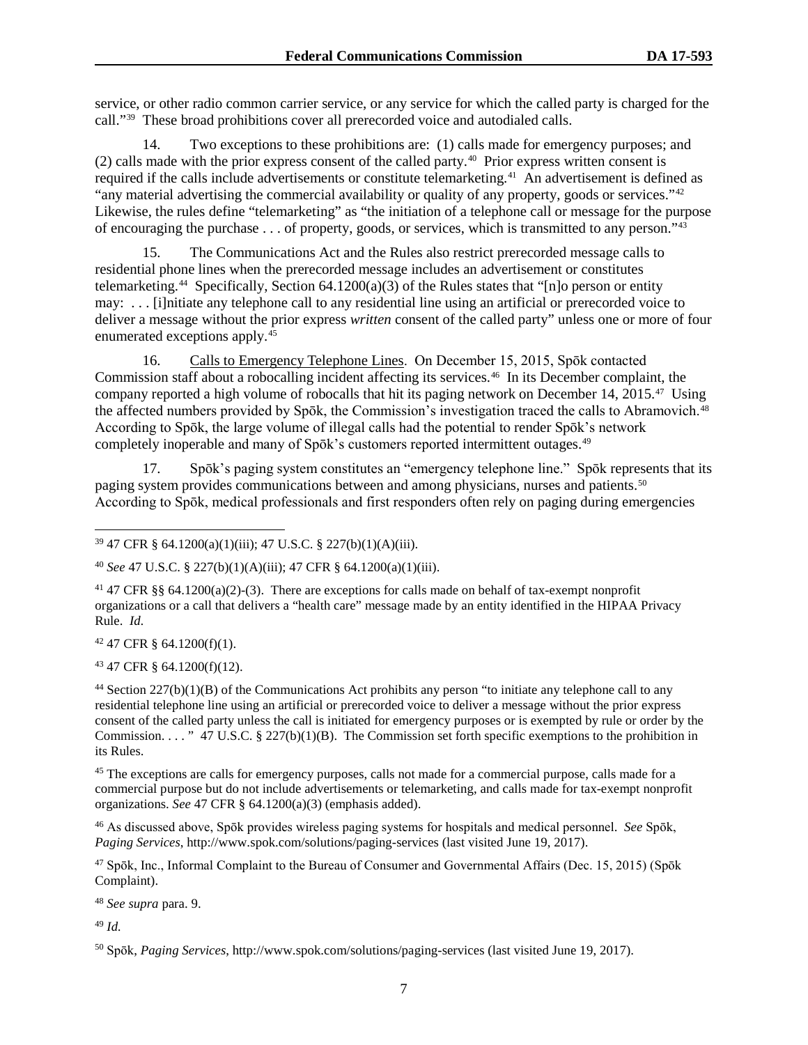service, or other radio common carrier service, or any service for which the called party is charged for the call."[39] These broad prohibitions cover all prerecorded voice and autodialed calls.

14. Two exceptions to these prohibitions are: (1) calls made for emergency purposes; and (2) calls made with the prior express consent of the called party.[40] Prior express written consent is required if the calls include advertisements or constitute telemarketing.[41] An advertisement is defined as "any material advertising the commercial availability or quality of any property, goods or services."[42] Likewise, the rules define "telemarketing" as "the initiation of a telephone call or message for the purpose of encouraging the purchase . . . of property, goods, or services, which is transmitted to any person."[43]

15. The Communications Act and the Rules also restrict prerecorded message calls to residential phone lines when the prerecorded message includes an advertisement or constitutes telemarketing.[44] Specifically, Section 64.1200(a)(3) of the Rules states that "[n]o person or entity may: . . . [i]nitiate any telephone call to any residential line using an artificial or prerecorded voice to deliver a message without the prior express *written* consent of the called party" unless one or more of four enumerated exceptions apply.[45]

16. Calls to Emergency Telephone Lines. On December 15, 2015, Spōk contacted Commission staff about a robocalling incident affecting its services.[46] In its December complaint, the company reported a high volume of robocalls that hit its paging network on December 14, 2015.[47] Using the affected numbers provided by Spōk, the Commission's investigation traced the calls to Abramovich.[48] According to Spōk, the large volume of illegal calls had the potential to render Spōk's network completely inoperable and many of Spōk's customers reported intermittent outages.[49]

17. Spōk's paging system constitutes an "emergency telephone line." Spōk represents that its paging system provides communications between and among physicians, nurses and patients.[50] According to Spōk, medical professionals and first responders often rely on paging during emergencies

---

[39] 47 CFR § 64.1200(a)(1)(iii); 47 U.S.C. § 227(b)(1)(A)(iii).

[40] *See* 47 U.S.C. § 227(b)(1)(A)(iii); 47 CFR § 64.1200(a)(1)(iii).

[41] 47 CFR §§ 64.1200(a)(2)-(3). There are exceptions for calls made on behalf of tax-exempt nonprofit organizations or a call that delivers a "health care" message made by an entity identified in the HIPAA Privacy Rule. *Id*.

[42] 47 CFR § 64.1200(f)(1).

[43] 47 CFR § 64.1200(f)(12).

[44] Section 227(b)(1)(B) of the Communications Act prohibits any person "to initiate any telephone call to any residential telephone line using an artificial or prerecorded voice to deliver a message without the prior express consent of the called party unless the call is initiated for emergency purposes or is exempted by rule or order by the Commission. . . . " 47 U.S.C. § 227(b)(1)(B). The Commission set forth specific exemptions to the prohibition in its Rules.

[45] The exceptions are calls for emergency purposes, calls not made for a commercial purpose, calls made for a commercial purpose but do not include advertisements or telemarketing, and calls made for tax-exempt nonprofit organizations. *See* 47 CFR § 64.1200(a)(3) (emphasis added).

[46] As discussed above, Spōk provides wireless paging systems for hospitals and medical personnel. *See* Spōk, *Paging Services*, http://www.spok.com/solutions/paging-services (last visited June 19, 2017).

[47] Spōk, Inc., Informal Complaint to the Bureau of Consumer and Governmental Affairs (Dec. 15, 2015) (Spōk Complaint).

[48] *See supra* para. 9.

[49] *Id.*

[50] Spōk, *Paging Services*, http://www.spok.com/solutions/paging-services (last visited June 19, 2017).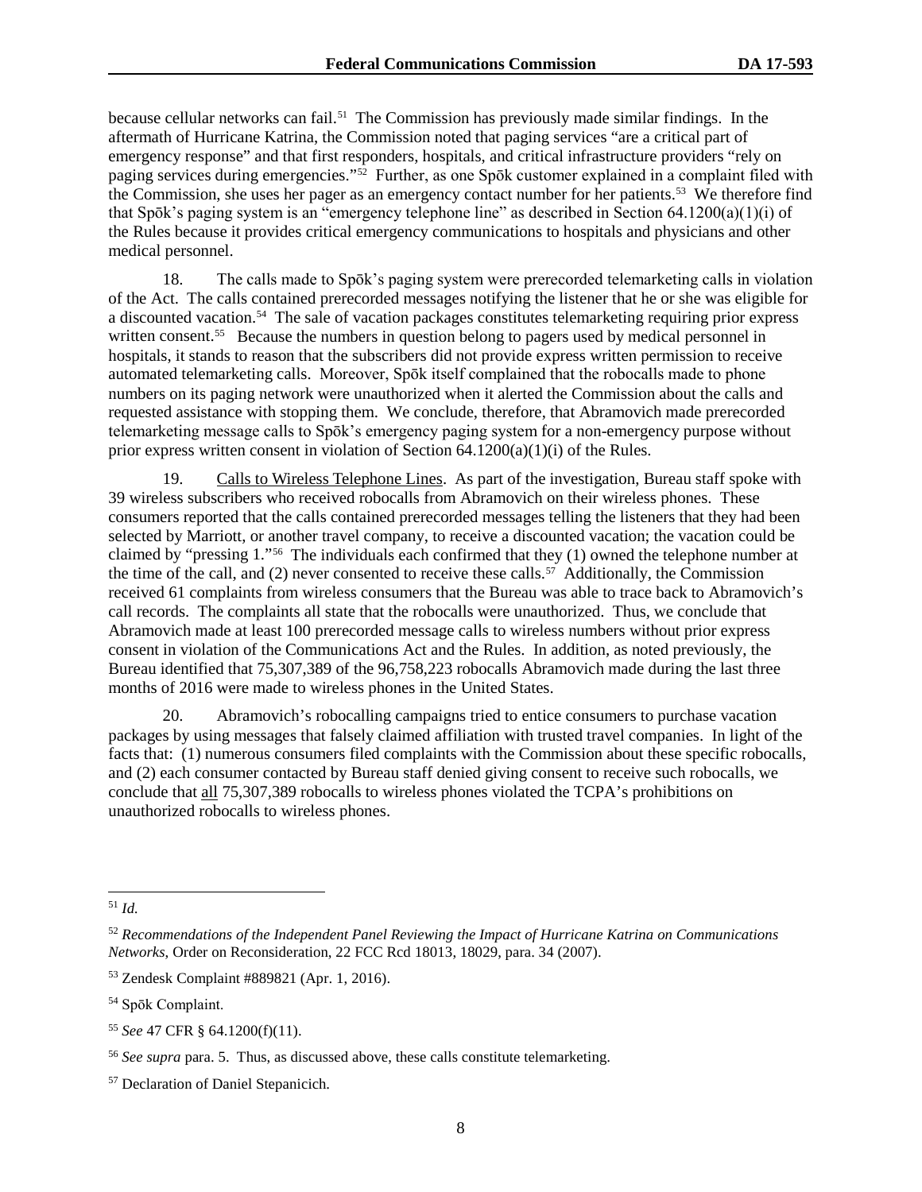because cellular networks can fail.[51] The Commission has previously made similar findings. In the aftermath of Hurricane Katrina, the Commission noted that paging services "are a critical part of emergency response" and that first responders, hospitals, and critical infrastructure providers "rely on paging services during emergencies."[52] Further, as one Spōk customer explained in a complaint filed with the Commission, she uses her pager as an emergency contact number for her patients.[53] We therefore find that Spōk's paging system is an "emergency telephone line" as described in Section 64.1200(a)(1)(i) of the Rules because it provides critical emergency communications to hospitals and physicians and other medical personnel.

18. The calls made to Spōk's paging system were prerecorded telemarketing calls in violation of the Act. The calls contained prerecorded messages notifying the listener that he or she was eligible for a discounted vacation.[54] The sale of vacation packages constitutes telemarketing requiring prior express written consent.[55] Because the numbers in question belong to pagers used by medical personnel in hospitals, it stands to reason that the subscribers did not provide express written permission to receive automated telemarketing calls. Moreover, Spōk itself complained that the robocalls made to phone numbers on its paging network were unauthorized when it alerted the Commission about the calls and requested assistance with stopping them. We conclude, therefore, that Abramovich made prerecorded telemarketing message calls to Spōk's emergency paging system for a non-emergency purpose without prior express written consent in violation of Section 64.1200(a)(1)(i) of the Rules.

19. Calls to Wireless Telephone Lines. As part of the investigation, Bureau staff spoke with 39 wireless subscribers who received robocalls from Abramovich on their wireless phones. These consumers reported that the calls contained prerecorded messages telling the listeners that they had been selected by Marriott, or another travel company, to receive a discounted vacation; the vacation could be claimed by "pressing 1."[56] The individuals each confirmed that they (1) owned the telephone number at the time of the call, and (2) never consented to receive these calls.[57] Additionally, the Commission received 61 complaints from wireless consumers that the Bureau was able to trace back to Abramovich's call records. The complaints all state that the robocalls were unauthorized. Thus, we conclude that Abramovich made at least 100 prerecorded message calls to wireless numbers without prior express consent in violation of the Communications Act and the Rules. In addition, as noted previously, the Bureau identified that 75,307,389 of the 96,758,223 robocalls Abramovich made during the last three months of 2016 were made to wireless phones in the United States.

20. Abramovich's robocalling campaigns tried to entice consumers to purchase vacation packages by using messages that falsely claimed affiliation with trusted travel companies. In light of the facts that: (1) numerous consumers filed complaints with the Commission about these specific robocalls, and (2) each consumer contacted by Bureau staff denied giving consent to receive such robocalls, we conclude that all 75,307,389 robocalls to wireless phones violated the TCPA's prohibitions on unauthorized robocalls to wireless phones.

---

[51] *Id.*

[52] *Recommendations of the Independent Panel Reviewing the Impact of Hurricane Katrina on Communications Networks*, Order on Reconsideration, 22 FCC Rcd 18013, 18029, para. 34 (2007).

[53] Zendesk Complaint #889821 (Apr. 1, 2016).

[54] Spōk Complaint.

[55] *See* 47 CFR § 64.1200(f)(11).

[56] *See supra* para. 5. Thus, as discussed above, these calls constitute telemarketing.

[57] Declaration of Daniel Stepanicich.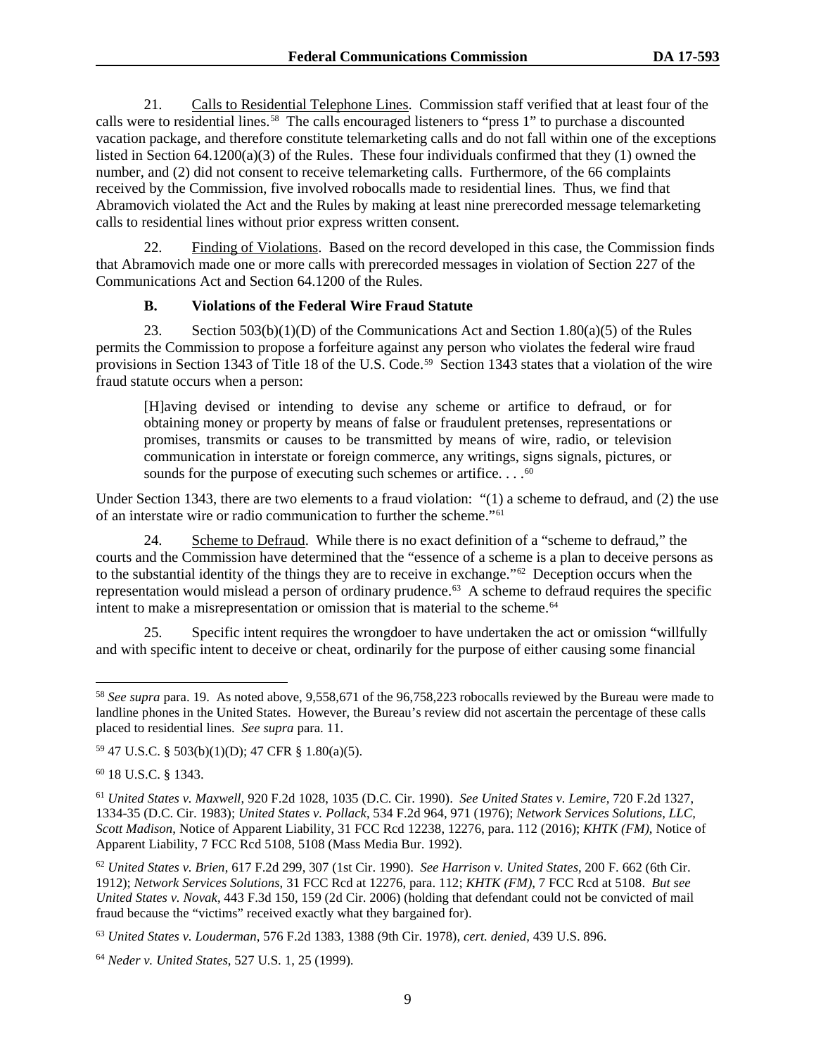21. Calls to Residential Telephone Lines. Commission staff verified that at least four of the calls were to residential lines.[58] The calls encouraged listeners to "press 1" to purchase a discounted vacation package, and therefore constitute telemarketing calls and do not fall within one of the exceptions listed in Section 64.1200(a)(3) of the Rules. These four individuals confirmed that they (1) owned the number, and (2) did not consent to receive telemarketing calls. Furthermore, of the 66 complaints received by the Commission, five involved robocalls made to residential lines. Thus, we find that Abramovich violated the Act and the Rules by making at least nine prerecorded message telemarketing calls to residential lines without prior express written consent.

22. Finding of Violations. Based on the record developed in this case, the Commission finds that Abramovich made one or more calls with prerecorded messages in violation of Section 227 of the Communications Act and Section 64.1200 of the Rules.

### B. Violations of the Federal Wire Fraud Statute

23. Section 503(b)(1)(D) of the Communications Act and Section 1.80(a)(5) of the Rules permits the Commission to propose a forfeiture against any person who violates the federal wire fraud provisions in Section 1343 of Title 18 of the U.S. Code.[59] Section 1343 states that a violation of the wire fraud statute occurs when a person:

> [H]aving devised or intending to devise any scheme or artifice to defraud, or for obtaining money or property by means of false or fraudulent pretenses, representations or promises, transmits or causes to be transmitted by means of wire, radio, or television communication in interstate or foreign commerce, any writings, signs signals, pictures, or sounds for the purpose of executing such schemes or artifice. . . .[60]

Under Section 1343, there are two elements to a fraud violation: "(1) a scheme to defraud, and (2) the use of an interstate wire or radio communication to further the scheme."[61]

24. Scheme to Defraud. While there is no exact definition of a "scheme to defraud," the courts and the Commission have determined that the "essence of a scheme is a plan to deceive persons as to the substantial identity of the things they are to receive in exchange."[62] Deception occurs when the representation would mislead a person of ordinary prudence.[63] A scheme to defraud requires the specific intent to make a misrepresentation or omission that is material to the scheme.[64]

25. Specific intent requires the wrongdoer to have undertaken the act or omission "willfully and with specific intent to deceive or cheat, ordinarily for the purpose of either causing some financial

---

[58] *See supra* para. 19. As noted above, 9,558,671 of the 96,758,223 robocalls reviewed by the Bureau were made to landline phones in the United States. However, the Bureau's review did not ascertain the percentage of these calls placed to residential lines. *See supra* para. 11.

[59] 47 U.S.C. § 503(b)(1)(D); 47 CFR § 1.80(a)(5).

[60] 18 U.S.C. § 1343.

[61] *United States v. Maxwell*, 920 F.2d 1028, 1035 (D.C. Cir. 1990). *See United States v. Lemire,* 720 F.2d 1327, 1334-35 (D.C. Cir. 1983); *United States v. Pollack*, 534 F.2d 964, 971 (1976); *Network Services Solutions, LLC, Scott Madison*, Notice of Apparent Liability, 31 FCC Rcd 12238, 12276, para. 112 (2016); *KHTK (FM)*, Notice of Apparent Liability, 7 FCC Rcd 5108, 5108 (Mass Media Bur. 1992).

[62] *United States v. Brien*, 617 F.2d 299, 307 (1st Cir. 1990). *See Harrison v. United States*, 200 F. 662 (6th Cir. 1912); *Network Services Solutions*, 31 FCC Rcd at 12276, para. 112; *KHTK (FM)*, 7 FCC Rcd at 5108. *But see United States v. Novak*, 443 F.3d 150, 159 (2d Cir. 2006) (holding that defendant could not be convicted of mail fraud because the "victims" received exactly what they bargained for).

[63] *United States v. Louderman*, 576 F.2d 1383, 1388 (9th Cir. 1978), *cert. denied,* 439 U.S. 896.

[64] *Neder v. United States*, 527 U.S. 1, 25 (1999).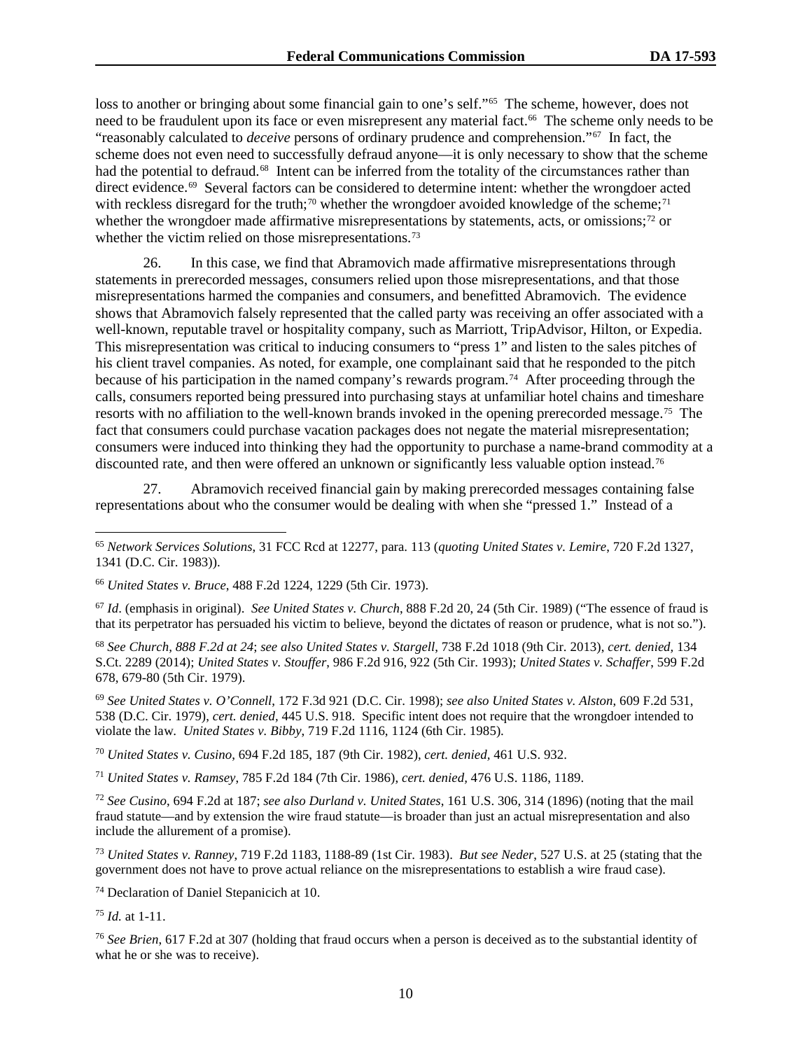loss to another or bringing about some financial gain to one's self."[65] The scheme, however, does not need to be fraudulent upon its face or even misrepresent any material fact.[66] The scheme only needs to be "reasonably calculated to *deceive* persons of ordinary prudence and comprehension."[67] In fact, the scheme does not even need to successfully defraud anyone—it is only necessary to show that the scheme had the potential to defraud.[68] Intent can be inferred from the totality of the circumstances rather than direct evidence.[69] Several factors can be considered to determine intent: whether the wrongdoer acted with reckless disregard for the truth;[70] whether the wrongdoer avoided knowledge of the scheme;[71] whether the wrongdoer made affirmative misrepresentations by statements, acts, or omissions;[72] or whether the victim relied on those misrepresentations.[73]

26. In this case, we find that Abramovich made affirmative misrepresentations through statements in prerecorded messages, consumers relied upon those misrepresentations, and that those misrepresentations harmed the companies and consumers, and benefitted Abramovich. The evidence shows that Abramovich falsely represented that the called party was receiving an offer associated with a well-known, reputable travel or hospitality company, such as Marriott, TripAdvisor, Hilton, or Expedia. This misrepresentation was critical to inducing consumers to "press 1" and listen to the sales pitches of his client travel companies. As noted, for example, one complainant said that he responded to the pitch because of his participation in the named company's rewards program.[74] After proceeding through the calls, consumers reported being pressured into purchasing stays at unfamiliar hotel chains and timeshare resorts with no affiliation to the well-known brands invoked in the opening prerecorded message.[75] The fact that consumers could purchase vacation packages does not negate the material misrepresentation; consumers were induced into thinking they had the opportunity to purchase a name-brand commodity at a discounted rate, and then were offered an unknown or significantly less valuable option instead.[76]

27. Abramovich received financial gain by making prerecorded messages containing false representations about who the consumer would be dealing with when she "pressed 1." Instead of a

---

[65] *Network Services Solutions*, 31 FCC Rcd at 12277, para. 113 (*quoting United States v. Lemire*, 720 F.2d 1327, 1341 (D.C. Cir. 1983)).

[66] *United States v. Bruce*, 488 F.2d 1224, 1229 (5th Cir. 1973).

[67] *Id*. (emphasis in original). *See United States v. Church*, 888 F.2d 20, 24 (5th Cir. 1989) ("The essence of fraud is that its perpetrator has persuaded his victim to believe, beyond the dictates of reason or prudence, what is not so.").

[68] *See Church, 888 F.2d at 24*; *see also United States v. Stargell*, 738 F.2d 1018 (9th Cir. 2013), *cert. denied,* 134 S.Ct. 2289 (2014); *United States v. Stouffer*, 986 F.2d 916, 922 (5th Cir. 1993); *United States v. Schaffer*, 599 F.2d 678, 679-80 (5th Cir. 1979).

[69] *See United States v. O'Connell*, 172 F.3d 921 (D.C. Cir. 1998); *see also United States v. Alston,* 609 F.2d 531, 538 (D.C. Cir. 1979), *cert. denied,* 445 U.S. 918. Specific intent does not require that the wrongdoer intended to violate the law. *United States v. Bibby*, 719 F.2d 1116, 1124 (6th Cir. 1985).

[70] *United States v. Cusino*, 694 F.2d 185, 187 (9th Cir. 1982), *cert. denied,* 461 U.S. 932.

[71] *United States v. Ramsey*, 785 F.2d 184 (7th Cir. 1986), *cert. denied,* 476 U.S. 1186, 1189.

[72] *See Cusino*, 694 F.2d at 187; *see also Durland v. United States*, 161 U.S. 306, 314 (1896) (noting that the mail fraud statute—and by extension the wire fraud statute—is broader than just an actual misrepresentation and also include the allurement of a promise).

[73] *United States v. Ranney*, 719 F.2d 1183, 1188-89 (1st Cir. 1983). *But see Neder*, 527 U.S. at 25 (stating that the government does not have to prove actual reliance on the misrepresentations to establish a wire fraud case).

[74] Declaration of Daniel Stepanicich at 10.

[75] *Id.* at 1-11.

[76] *See Brien*, 617 F.2d at 307 (holding that fraud occurs when a person is deceived as to the substantial identity of what he or she was to receive).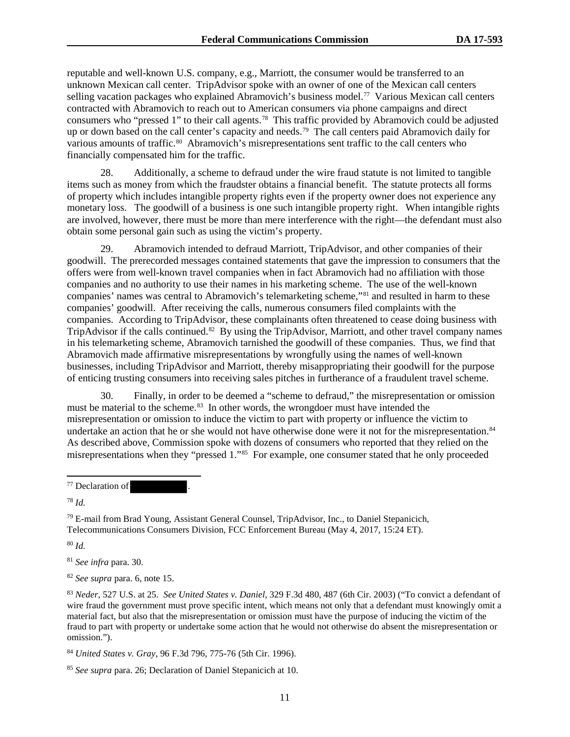reputable and well-known U.S. company, e.g., Marriott, the consumer would be transferred to an unknown Mexican call center. TripAdvisor spoke with an owner of one of the Mexican call centers selling vacation packages who explained Abramovich's business model.[77] Various Mexican call centers contracted with Abramovich to reach out to American consumers via phone campaigns and direct consumers who "pressed 1" to their call agents.[78] This traffic provided by Abramovich could be adjusted up or down based on the call center's capacity and needs.[79] The call centers paid Abramovich daily for various amounts of traffic.[80] Abramovich's misrepresentations sent traffic to the call centers who financially compensated him for the traffic.

28. Additionally, a scheme to defraud under the wire fraud statute is not limited to tangible items such as money from which the fraudster obtains a financial benefit. The statute protects all forms of property which includes intangible property rights even if the property owner does not experience any monetary loss. The goodwill of a business is one such intangible property right. When intangible rights are involved, however, there must be more than mere interference with the right—the defendant must also obtain some personal gain such as using the victim's property.

29. Abramovich intended to defraud Marriott, TripAdvisor, and other companies of their goodwill. The prerecorded messages contained statements that gave the impression to consumers that the offers were from well-known travel companies when in fact Abramovich had no affiliation with those companies and no authority to use their names in his marketing scheme. The use of the well-known companies' names was central to Abramovich's telemarketing scheme,"[81] and resulted in harm to these companies' goodwill. After receiving the calls, numerous consumers filed complaints with the companies. According to TripAdvisor, these complainants often threatened to cease doing business with TripAdvisor if the calls continued.[82] By using the TripAdvisor, Marriott, and other travel company names in his telemarketing scheme, Abramovich tarnished the goodwill of these companies. Thus, we find that Abramovich made affirmative misrepresentations by wrongfully using the names of well-known businesses, including TripAdvisor and Marriott, thereby misappropriating their goodwill for the purpose of enticing trusting consumers into receiving sales pitches in furtherance of a fraudulent travel scheme.

30. Finally, in order to be deemed a "scheme to defraud," the misrepresentation or omission must be material to the scheme.[83] In other words, the wrongdoer must have intended the misrepresentation or omission to induce the victim to part with property or influence the victim to undertake an action that he or she would not have otherwise done were it not for the misrepresentation.[84] As described above, Commission spoke with dozens of consumers who reported that they relied on the misrepresentations when they "pressed 1."[85] For example, one consumer stated that he only proceeded

---

[77] Declaration of [REDACTED].

[78] *Id.*

[79] E-mail from Brad Young, Assistant General Counsel, TripAdvisor, Inc., to Daniel Stepanicich, Telecommunications Consumers Division, FCC Enforcement Bureau (May 4, 2017, 15:24 ET).

[80] *Id.*

[81] *See infra* para. 30.

[82] *See supra* para. 6, note 15.

[83] *Neder*, 527 U.S. at 25. *See United States v. Daniel*, 329 F.3d 480, 487 (6th Cir. 2003) ("To convict a defendant of wire fraud the government must prove specific intent, which means not only that a defendant must knowingly omit a material fact, but also that the misrepresentation or omission must have the purpose of inducing the victim of the fraud to part with property or undertake some action that he would not otherwise do absent the misrepresentation or omission.").

[84] *United States v. Gray*, 96 F.3d 796, 775-76 (5th Cir. 1996).

[85] *See supra* para. 26; Declaration of Daniel Stepanicich at 10.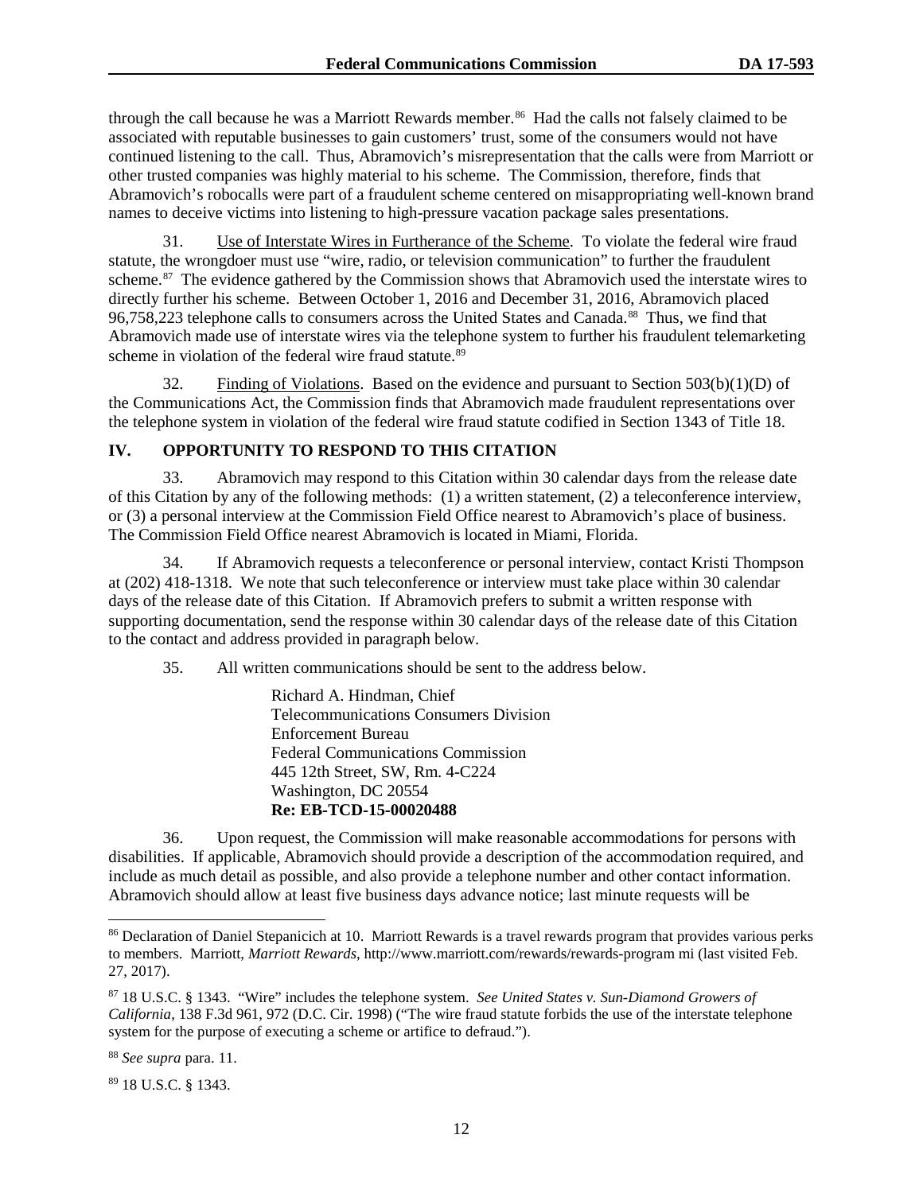through the call because he was a Marriott Rewards member.[86] Had the calls not falsely claimed to be associated with reputable businesses to gain customers' trust, some of the consumers would not have continued listening to the call. Thus, Abramovich's misrepresentation that the calls were from Marriott or other trusted companies was highly material to his scheme. The Commission, therefore, finds that Abramovich's robocalls were part of a fraudulent scheme centered on misappropriating well-known brand names to deceive victims into listening to high-pressure vacation package sales presentations.

31. Use of Interstate Wires in Furtherance of the Scheme. To violate the federal wire fraud statute, the wrongdoer must use "wire, radio, or television communication" to further the fraudulent scheme.[87] The evidence gathered by the Commission shows that Abramovich used the interstate wires to directly further his scheme. Between October 1, 2016 and December 31, 2016, Abramovich placed 96,758,223 telephone calls to consumers across the United States and Canada.[88] Thus, we find that Abramovich made use of interstate wires via the telephone system to further his fraudulent telemarketing scheme in violation of the federal wire fraud statute.[89]

32. Finding of Violations. Based on the evidence and pursuant to Section 503(b)(1)(D) of the Communications Act, the Commission finds that Abramovich made fraudulent representations over the telephone system in violation of the federal wire fraud statute codified in Section 1343 of Title 18.

## IV. OPPORTUNITY TO RESPOND TO THIS CITATION

33. Abramovich may respond to this Citation within 30 calendar days from the release date of this Citation by any of the following methods: (1) a written statement, (2) a teleconference interview, or (3) a personal interview at the Commission Field Office nearest to Abramovich's place of business. The Commission Field Office nearest Abramovich is located in Miami, Florida.

34. If Abramovich requests a teleconference or personal interview, contact Kristi Thompson at (202) 418-1318. We note that such teleconference or interview must take place within 30 calendar days of the release date of this Citation. If Abramovich prefers to submit a written response with supporting documentation, send the response within 30 calendar days of the release date of this Citation to the contact and address provided in paragraph below.

35. All written communications should be sent to the address below.

> Richard A. Hindman, Chief
> Telecommunications Consumers Division
> Enforcement Bureau
> Federal Communications Commission
> 445 12th Street, SW, Rm. 4-C224
> Washington, DC 20554
> **Re: EB-TCD-15-00020488**

36. Upon request, the Commission will make reasonable accommodations for persons with disabilities. If applicable, Abramovich should provide a description of the accommodation required, and include as much detail as possible, and also provide a telephone number and other contact information. Abramovich should allow at least five business days advance notice; last minute requests will be

---

[86] Declaration of Daniel Stepanicich at 10. Marriott Rewards is a travel rewards program that provides various perks to members. Marriott, *Marriott Rewards*, http://www.marriott.com/rewards/rewards-program mi (last visited Feb. 27, 2017).

[87] 18 U.S.C. § 1343. "Wire" includes the telephone system. *See United States v. Sun-Diamond Growers of California*, 138 F.3d 961, 972 (D.C. Cir. 1998) ("The wire fraud statute forbids the use of the interstate telephone system for the purpose of executing a scheme or artifice to defraud.").

[88] *See supra* para. 11.

[89] 18 U.S.C. § 1343.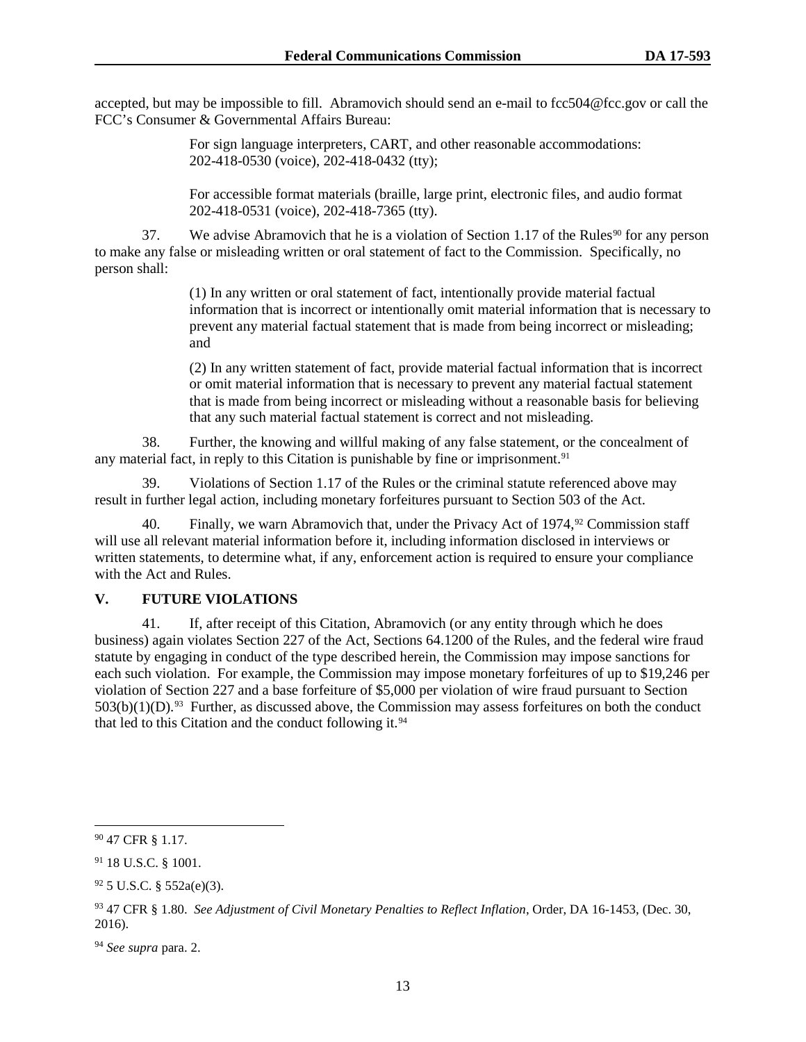accepted, but may be impossible to fill. Abramovich should send an e-mail to fcc504@fcc.gov or call the FCC's Consumer & Governmental Affairs Bureau:

> For sign language interpreters, CART, and other reasonable accommodations: 202-418-0530 (voice), 202-418-0432 (tty);
>
> For accessible format materials (braille, large print, electronic files, and audio format 202-418-0531 (voice), 202-418-7365 (tty).

37. We advise Abramovich that he is a violation of Section 1.17 of the Rules[90] for any person to make any false or misleading written or oral statement of fact to the Commission. Specifically, no person shall:

> (1) In any written or oral statement of fact, intentionally provide material factual information that is incorrect or intentionally omit material information that is necessary to prevent any material factual statement that is made from being incorrect or misleading; and
>
> (2) In any written statement of fact, provide material factual information that is incorrect or omit material information that is necessary to prevent any material factual statement that is made from being incorrect or misleading without a reasonable basis for believing that any such material factual statement is correct and not misleading.

38. Further, the knowing and willful making of any false statement, or the concealment of any material fact, in reply to this Citation is punishable by fine or imprisonment.[91]

39. Violations of Section 1.17 of the Rules or the criminal statute referenced above may result in further legal action, including monetary forfeitures pursuant to Section 503 of the Act.

40. Finally, we warn Abramovich that, under the Privacy Act of 1974,[92] Commission staff will use all relevant material information before it, including information disclosed in interviews or written statements, to determine what, if any, enforcement action is required to ensure your compliance with the Act and Rules.

## V. FUTURE VIOLATIONS

41. If, after receipt of this Citation, Abramovich (or any entity through which he does business) again violates Section 227 of the Act, Sections 64.1200 of the Rules, and the federal wire fraud statute by engaging in conduct of the type described herein, the Commission may impose sanctions for each such violation. For example, the Commission may impose monetary forfeitures of up to $19,246 per violation of Section 227 and a base forfeiture of $5,000 per violation of wire fraud pursuant to Section 503(b)(1)(D).[93] Further, as discussed above, the Commission may assess forfeitures on both the conduct that led to this Citation and the conduct following it.[94]

---

[90] 47 CFR § 1.17.

[91] 18 U.S.C. § 1001.

[92] 5 U.S.C. § 552a(e)(3).

[93] 47 CFR § 1.80. *See Adjustment of Civil Monetary Penalties to Reflect Inflation*, Order, DA 16-1453, (Dec. 30, 2016).

[94] *See supra* para. 2.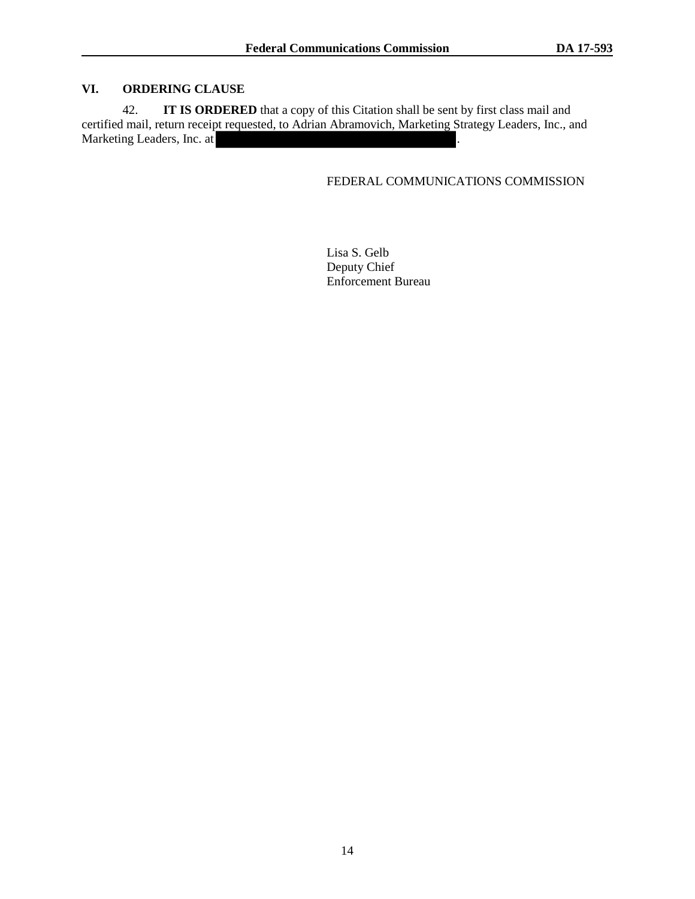## VI. ORDERING CLAUSE

42. **IT IS ORDERED** that a copy of this Citation shall be sent by first class mail and certified mail, return receipt requested, to Adrian Abramovich, Marketing Strategy Leaders, Inc., and Marketing Leaders, Inc. at .

FEDERAL COMMUNICATIONS COMMISSION

Lisa S. Gelb
Deputy Chief
Enforcement Bureau